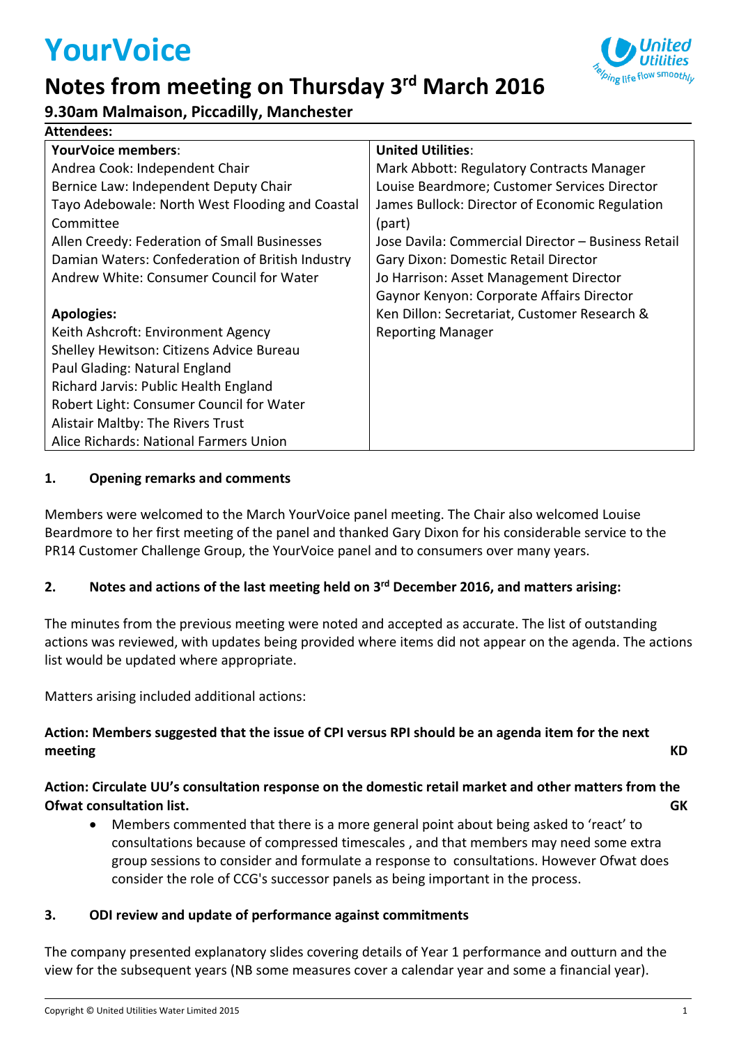# YourVoice

## Notes from meeting on Thursday 3rd March 2016

### 9.30am Malmaison, Piccadilly, Manchester

**Attendees:**

| **YourVoice members**: | **United Utilities**: |
|---|---|
| Andrea Cook: Independent Chair<br>Bernice Law: Independent Deputy Chair<br>Tayo Adebowale: North West Flooding and Coastal Committee<br>Allen Creedy: Federation of Small Businesses<br>Damian Waters: Confederation of British Industry<br>Andrew White: Consumer Council for Water<br><br>**Apologies:**<br>Keith Ashcroft: Environment Agency<br>Shelley Hewitson: Citizens Advice Bureau<br>Paul Glading: Natural England<br>Richard Jarvis: Public Health England<br>Robert Light: Consumer Council for Water<br>Alistair Maltby: The Rivers Trust<br>Alice Richards: National Farmers Union | Mark Abbott: Regulatory Contracts Manager<br>Louise Beardmore; Customer Services Director<br>James Bullock: Director of Economic Regulation (part)<br>Jose Davila: Commercial Director – Business Retail<br>Gary Dixon: Domestic Retail Director<br>Jo Harrison: Asset Management Director<br>Gaynor Kenyon: Corporate Affairs Director<br>Ken Dillon: Secretariat, Customer Research & Reporting Manager |

**1. Opening remarks and comments**

Members were welcomed to the March YourVoice panel meeting. The Chair also welcomed Louise Beardmore to her first meeting of the panel and thanked Gary Dixon for his considerable service to the PR14 Customer Challenge Group, the YourVoice panel and to consumers over many years.

**2. Notes and actions of the last meeting held on 3rd December 2016, and matters arising:**

The minutes from the previous meeting were noted and accepted as accurate. The list of outstanding actions was reviewed, with updates being provided where items did not appear on the agenda. The actions list would be updated where appropriate.

Matters arising included additional actions:

**Action: Members suggested that the issue of CPI versus RPI should be an agenda item for the next meeting** **KD**

**Action: Circulate UU's consultation response on the domestic retail market and other matters from the Ofwat consultation list.** **GK**

- Members commented that there is a more general point about being asked to 'react' to consultations because of compressed timescales , and that members may need some extra group sessions to consider and formulate a response to consultations. However Ofwat does consider the role of CCG's successor panels as being important in the process.

**3. ODI review and update of performance against commitments**

The company presented explanatory slides covering details of Year 1 performance and outturn and the view for the subsequent years (NB some measures cover a calendar year and some a financial year).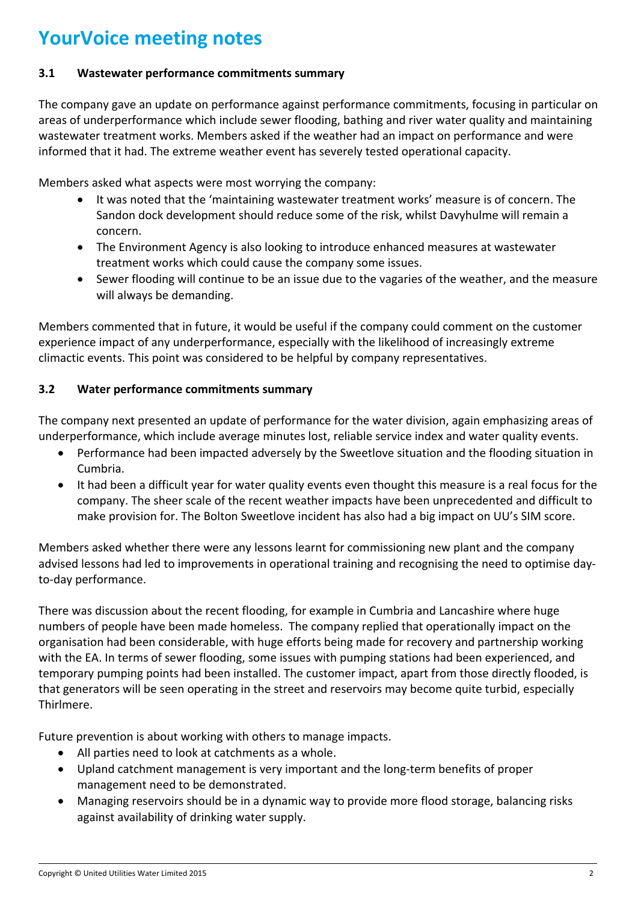# YourVoice meeting notes

### 3.1 Wastewater performance commitments summary

The company gave an update on performance against performance commitments, focusing in particular on areas of underperformance which include sewer flooding, bathing and river water quality and maintaining wastewater treatment works. Members asked if the weather had an impact on performance and were informed that it had. The extreme weather event has severely tested operational capacity.

Members asked what aspects were most worrying the company:

- It was noted that the 'maintaining wastewater treatment works' measure is of concern. The Sandon dock development should reduce some of the risk, whilst Davyhulme will remain a concern.
- The Environment Agency is also looking to introduce enhanced measures at wastewater treatment works which could cause the company some issues.
- Sewer flooding will continue to be an issue due to the vagaries of the weather, and the measure will always be demanding.

Members commented that in future, it would be useful if the company could comment on the customer experience impact of any underperformance, especially with the likelihood of increasingly extreme climactic events. This point was considered to be helpful by company representatives.

### 3.2 Water performance commitments summary

The company next presented an update of performance for the water division, again emphasizing areas of underperformance, which include average minutes lost, reliable service index and water quality events.

- Performance had been impacted adversely by the Sweetlove situation and the flooding situation in Cumbria.
- It had been a difficult year for water quality events even thought this measure is a real focus for the company. The sheer scale of the recent weather impacts have been unprecedented and difficult to make provision for. The Bolton Sweetlove incident has also had a big impact on UU's SIM score.

Members asked whether there were any lessons learnt for commissioning new plant and the company advised lessons had led to improvements in operational training and recognising the need to optimise day-to-day performance.

There was discussion about the recent flooding, for example in Cumbria and Lancashire where huge numbers of people have been made homeless. The company replied that operationally impact on the organisation had been considerable, with huge efforts being made for recovery and partnership working with the EA. In terms of sewer flooding, some issues with pumping stations had been experienced, and temporary pumping points had been installed. The customer impact, apart from those directly flooded, is that generators will be seen operating in the street and reservoirs may become quite turbid, especially Thirlmere.

Future prevention is about working with others to manage impacts.

- All parties need to look at catchments as a whole.
- Upland catchment management is very important and the long-term benefits of proper management need to be demonstrated.
- Managing reservoirs should be in a dynamic way to provide more flood storage, balancing risks against availability of drinking water supply.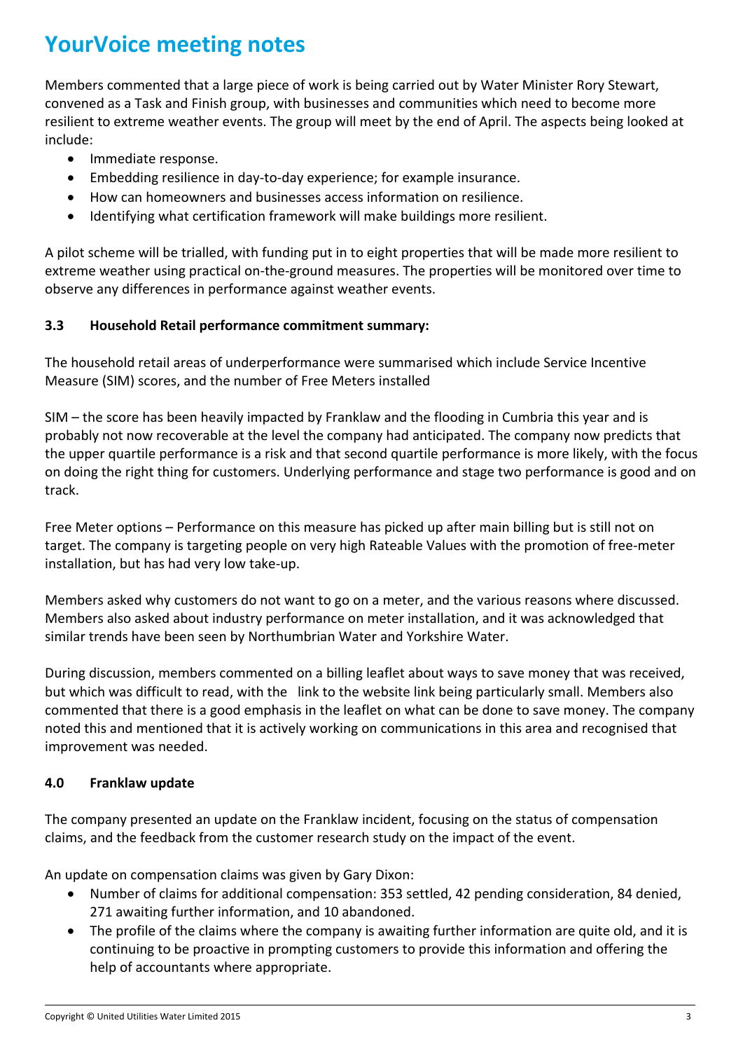# YourVoice meeting notes

Members commented that a large piece of work is being carried out by Water Minister Rory Stewart, convened as a Task and Finish group, with businesses and communities which need to become more resilient to extreme weather events. The group will meet by the end of April. The aspects being looked at include:

- Immediate response.
- Embedding resilience in day-to-day experience; for example insurance.
- How can homeowners and businesses access information on resilience.
- Identifying what certification framework will make buildings more resilient.

A pilot scheme will be trialled, with funding put in to eight properties that will be made more resilient to extreme weather using practical on-the-ground measures. The properties will be monitored over time to observe any differences in performance against weather events.

### 3.3 Household Retail performance commitment summary:

The household retail areas of underperformance were summarised which include Service Incentive Measure (SIM) scores, and the number of Free Meters installed

SIM – the score has been heavily impacted by Franklaw and the flooding in Cumbria this year and is probably not now recoverable at the level the company had anticipated. The company now predicts that the upper quartile performance is a risk and that second quartile performance is more likely, with the focus on doing the right thing for customers. Underlying performance and stage two performance is good and on track.

Free Meter options – Performance on this measure has picked up after main billing but is still not on target. The company is targeting people on very high Rateable Values with the promotion of free-meter installation, but has had very low take-up.

Members asked why customers do not want to go on a meter, and the various reasons where discussed. Members also asked about industry performance on meter installation, and it was acknowledged that similar trends have been seen by Northumbrian Water and Yorkshire Water.

During discussion, members commented on a billing leaflet about ways to save money that was received, but which was difficult to read, with the link to the website link being particularly small. Members also commented that there is a good emphasis in the leaflet on what can be done to save money. The company noted this and mentioned that it is actively working on communications in this area and recognised that improvement was needed.

### 4.0 Franklaw update

The company presented an update on the Franklaw incident, focusing on the status of compensation claims, and the feedback from the customer research study on the impact of the event.

An update on compensation claims was given by Gary Dixon:

- Number of claims for additional compensation: 353 settled, 42 pending consideration, 84 denied, 271 awaiting further information, and 10 abandoned.
- The profile of the claims where the company is awaiting further information are quite old, and it is continuing to be proactive in prompting customers to provide this information and offering the help of accountants where appropriate.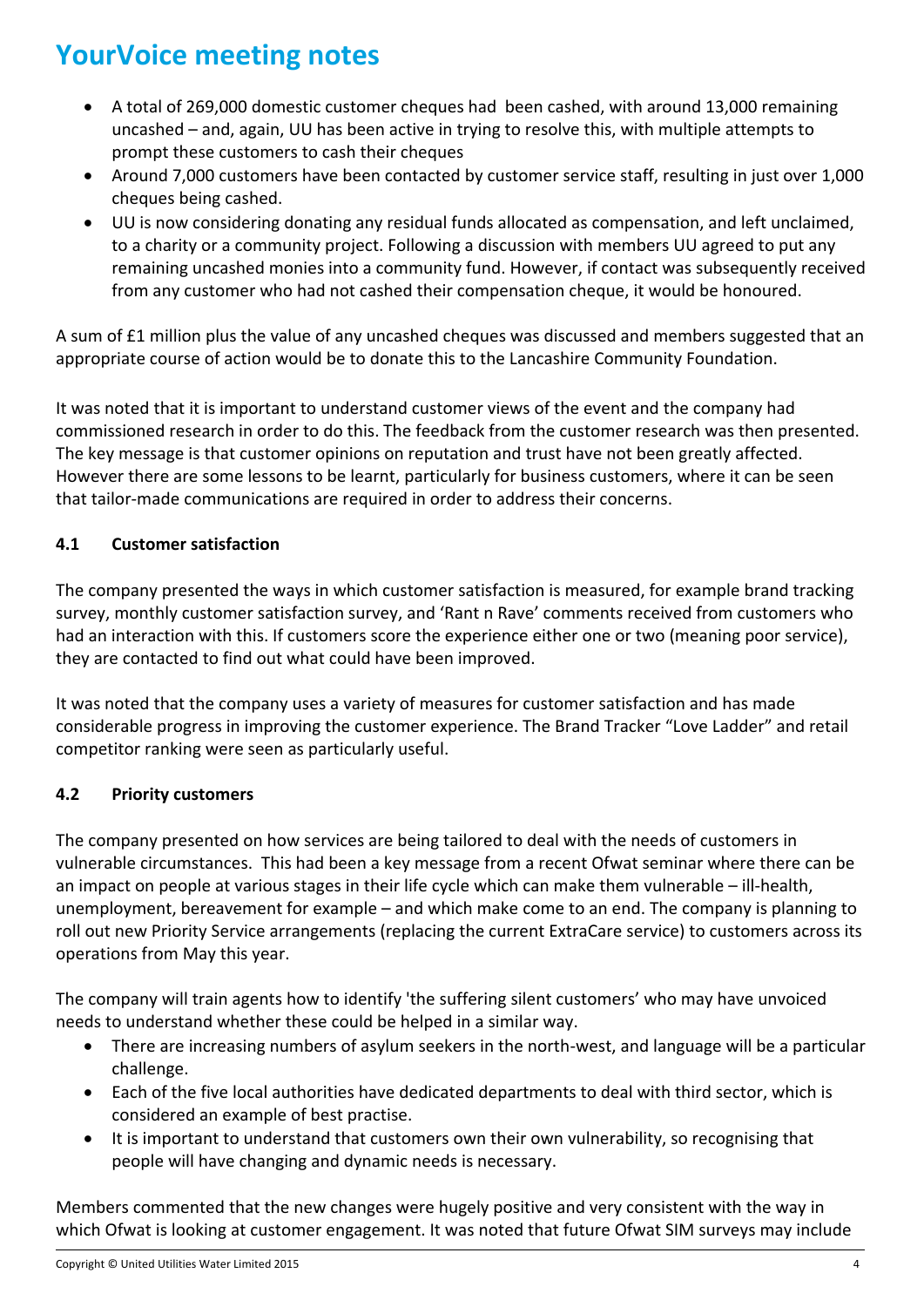# YourVoice meeting notes

- A total of 269,000 domestic customer cheques had  been cashed, with around 13,000 remaining uncashed – and, again, UU has been active in trying to resolve this, with multiple attempts to prompt these customers to cash their cheques
- Around 7,000 customers have been contacted by customer service staff, resulting in just over 1,000 cheques being cashed.
- UU is now considering donating any residual funds allocated as compensation, and left unclaimed, to a charity or a community project. Following a discussion with members UU agreed to put any remaining uncashed monies into a community fund. However, if contact was subsequently received from any customer who had not cashed their compensation cheque, it would be honoured.

A sum of £1 million plus the value of any uncashed cheques was discussed and members suggested that an appropriate course of action would be to donate this to the Lancashire Community Foundation.

It was noted that it is important to understand customer views of the event and the company had commissioned research in order to do this. The feedback from the customer research was then presented. The key message is that customer opinions on reputation and trust have not been greatly affected. However there are some lessons to be learnt, particularly for business customers, where it can be seen that tailor-made communications are required in order to address their concerns.

### 4.1 Customer satisfaction

The company presented the ways in which customer satisfaction is measured, for example brand tracking survey, monthly customer satisfaction survey, and 'Rant n Rave' comments received from customers who had an interaction with this. If customers score the experience either one or two (meaning poor service), they are contacted to find out what could have been improved.

It was noted that the company uses a variety of measures for customer satisfaction and has made considerable progress in improving the customer experience. The Brand Tracker "Love Ladder" and retail competitor ranking were seen as particularly useful.

### 4.2 Priority customers

The company presented on how services are being tailored to deal with the needs of customers in vulnerable circumstances.  This had been a key message from a recent Ofwat seminar where there can be an impact on people at various stages in their life cycle which can make them vulnerable – ill-health, unemployment, bereavement for example – and which make come to an end. The company is planning to roll out new Priority Service arrangements (replacing the current ExtraCare service) to customers across its operations from May this year.

The company will train agents how to identify 'the suffering silent customers' who may have unvoiced needs to understand whether these could be helped in a similar way.

- There are increasing numbers of asylum seekers in the north-west, and language will be a particular challenge.
- Each of the five local authorities have dedicated departments to deal with third sector, which is considered an example of best practise.
- It is important to understand that customers own their own vulnerability, so recognising that people will have changing and dynamic needs is necessary.

Members commented that the new changes were hugely positive and very consistent with the way in which Ofwat is looking at customer engagement. It was noted that future Ofwat SIM surveys may include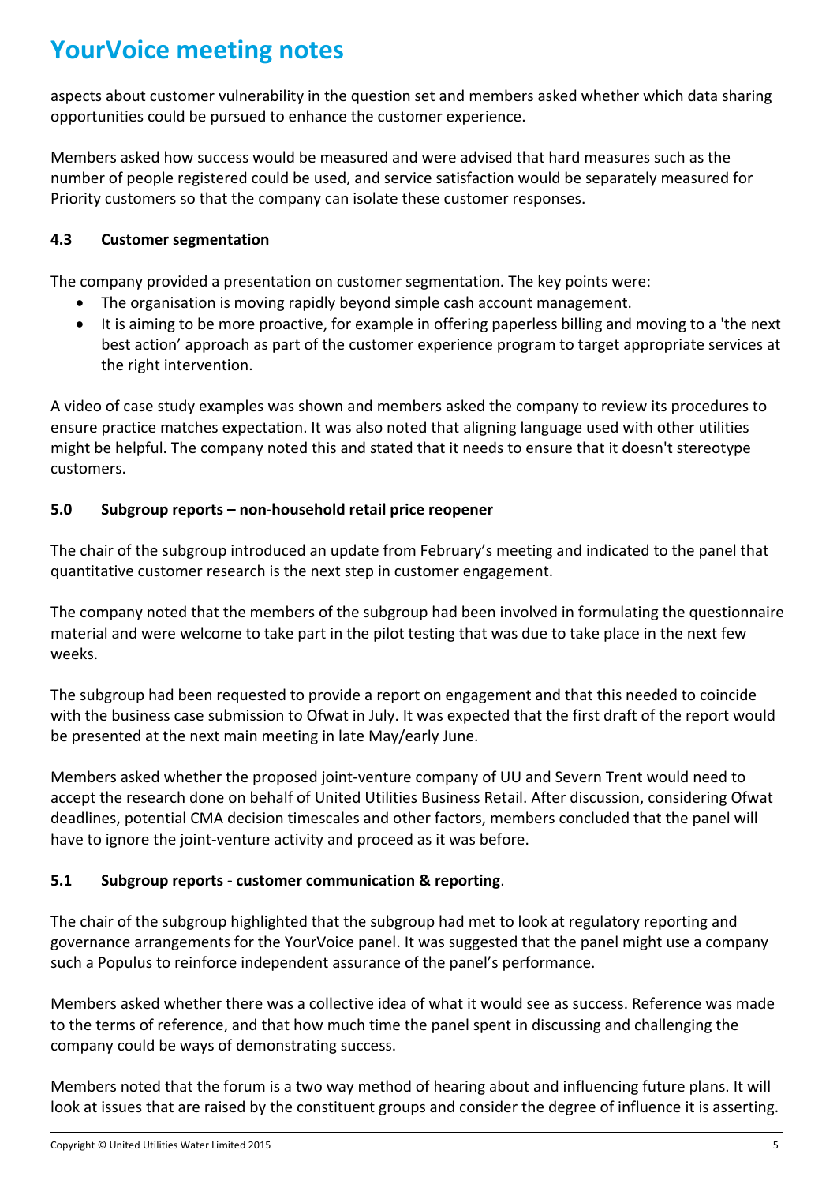aspects about customer vulnerability in the question set and members asked whether which data sharing opportunities could be pursued to enhance the customer experience.

Members asked how success would be measured and were advised that hard measures such as the number of people registered could be used, and service satisfaction would be separately measured for Priority customers so that the company can isolate these customer responses.

### 4.3 Customer segmentation

The company provided a presentation on customer segmentation. The key points were:

- The organisation is moving rapidly beyond simple cash account management.
- It is aiming to be more proactive, for example in offering paperless billing and moving to a 'the next best action' approach as part of the customer experience program to target appropriate services at the right intervention.

A video of case study examples was shown and members asked the company to review its procedures to ensure practice matches expectation. It was also noted that aligning language used with other utilities might be helpful. The company noted this and stated that it needs to ensure that it doesn't stereotype customers.

### 5.0 Subgroup reports – non-household retail price reopener

The chair of the subgroup introduced an update from February's meeting and indicated to the panel that quantitative customer research is the next step in customer engagement.

The company noted that the members of the subgroup had been involved in formulating the questionnaire material and were welcome to take part in the pilot testing that was due to take place in the next few weeks.

The subgroup had been requested to provide a report on engagement and that this needed to coincide with the business case submission to Ofwat in July. It was expected that the first draft of the report would be presented at the next main meeting in late May/early June.

Members asked whether the proposed joint-venture company of UU and Severn Trent would need to accept the research done on behalf of United Utilities Business Retail. After discussion, considering Ofwat deadlines, potential CMA decision timescales and other factors, members concluded that the panel will have to ignore the joint-venture activity and proceed as it was before.

### 5.1 Subgroup reports - customer communication & reporting.

The chair of the subgroup highlighted that the subgroup had met to look at regulatory reporting and governance arrangements for the YourVoice panel. It was suggested that the panel might use a company such a Populus to reinforce independent assurance of the panel's performance.

Members asked whether there was a collective idea of what it would see as success. Reference was made to the terms of reference, and that how much time the panel spent in discussing and challenging the company could be ways of demonstrating success.

Members noted that the forum is a two way method of hearing about and influencing future plans. It will look at issues that are raised by the constituent groups and consider the degree of influence it is asserting.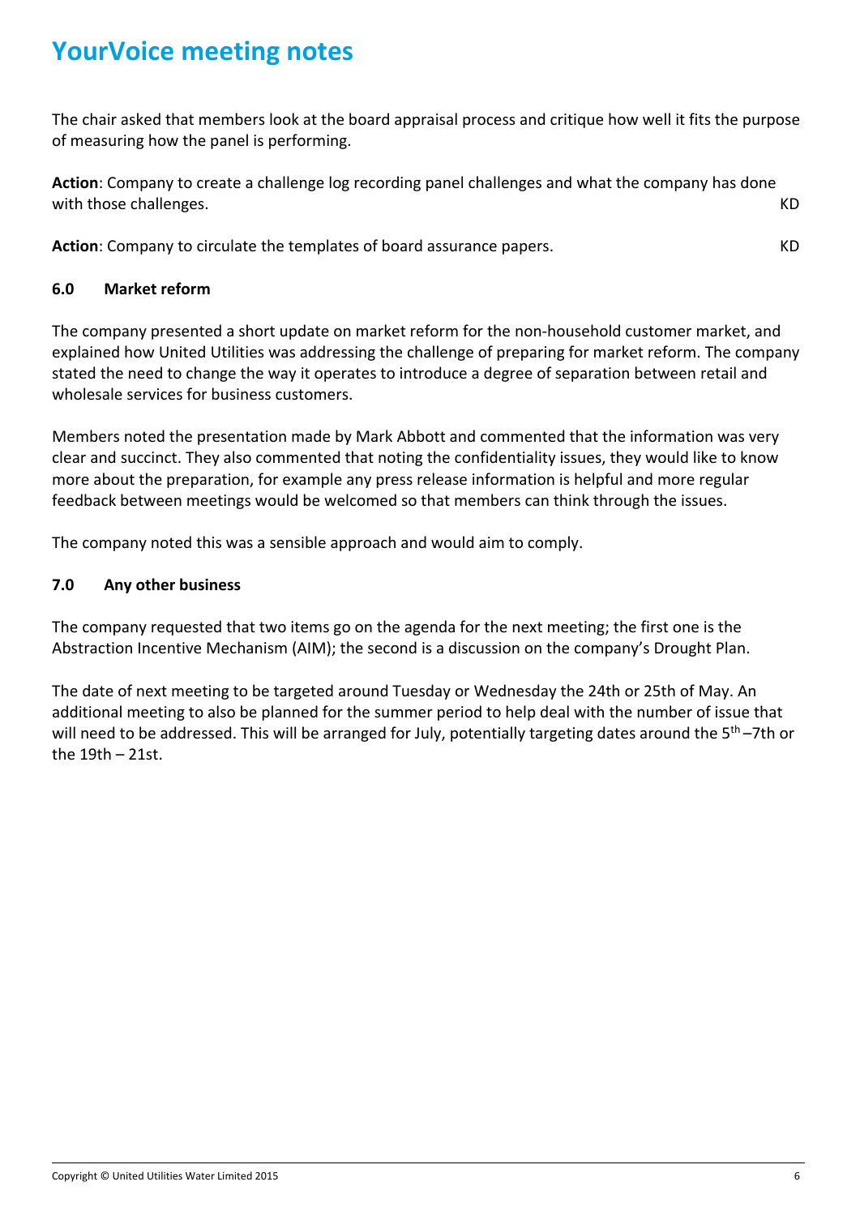# YourVoice meeting notes

The chair asked that members look at the board appraisal process and critique how well it fits the purpose of measuring how the panel is performing.

**Action**: Company to create a challenge log recording panel challenges and what the company has done with those challenges. KD

**Action**: Company to circulate the templates of board assurance papers. KD

### 6.0 Market reform

The company presented a short update on market reform for the non-household customer market, and explained how United Utilities was addressing the challenge of preparing for market reform. The company stated the need to change the way it operates to introduce a degree of separation between retail and wholesale services for business customers.

Members noted the presentation made by Mark Abbott and commented that the information was very clear and succinct. They also commented that noting the confidentiality issues, they would like to know more about the preparation, for example any press release information is helpful and more regular feedback between meetings would be welcomed so that members can think through the issues.

The company noted this was a sensible approach and would aim to comply.

### 7.0 Any other business

The company requested that two items go on the agenda for the next meeting; the first one is the Abstraction Incentive Mechanism (AIM); the second is a discussion on the company's Drought Plan.

The date of next meeting to be targeted around Tuesday or Wednesday the 24th or 25th of May. An additional meeting to also be planned for the summer period to help deal with the number of issue that will need to be addressed. This will be arranged for July, potentially targeting dates around the 5th –7th or the 19th – 21st.